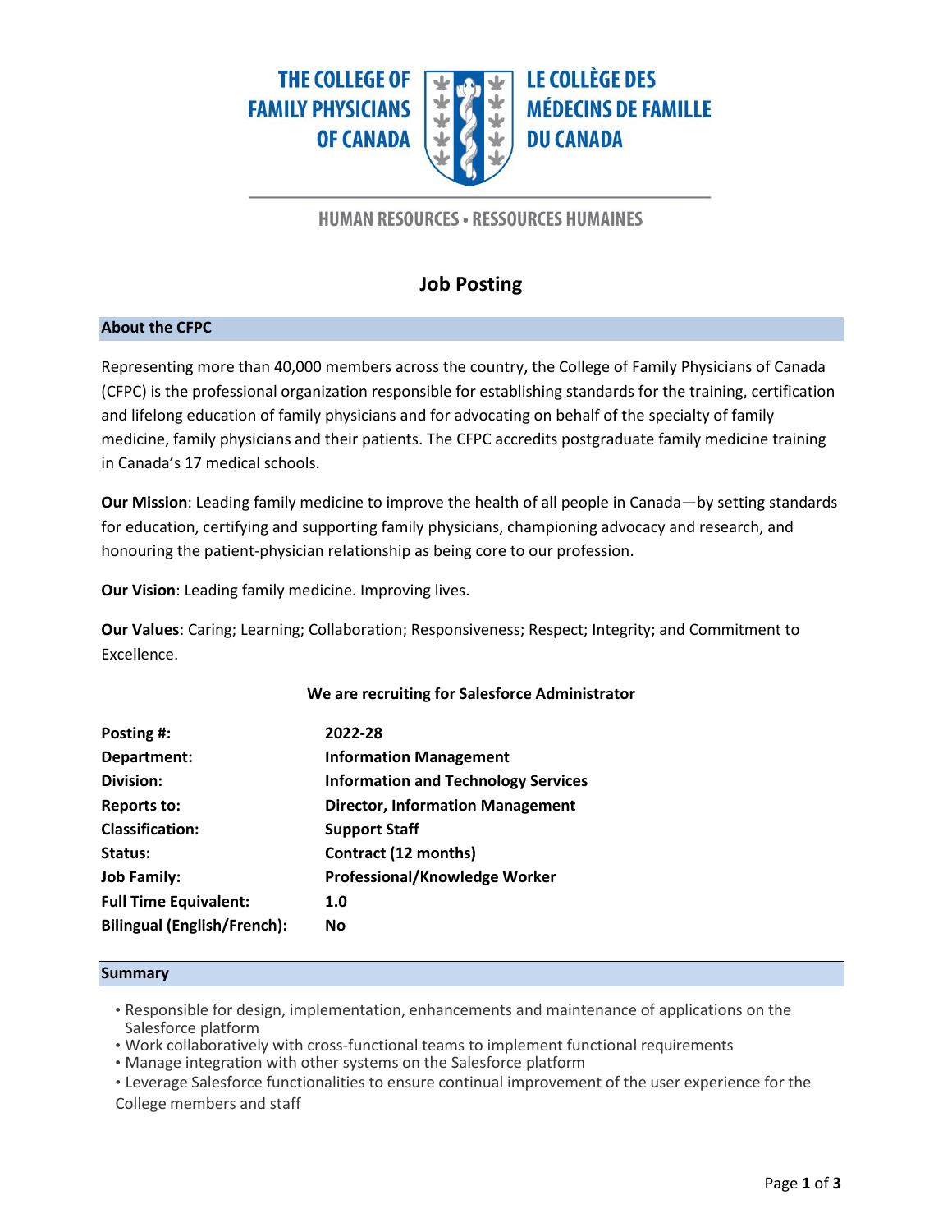THE COLLEGE OF FAMILY PHYSICIANS OF CANADA

LE COLLÈGE DES MÉDECINS DE FAMILLE DU CANADA

HUMAN RESOURCES • RESSOURCES HUMAINES

# Job Posting

## About the CFPC

Representing more than 40,000 members across the country, the College of Family Physicians of Canada (CFPC) is the professional organization responsible for establishing standards for the training, certification and lifelong education of family physicians and for advocating on behalf of the specialty of family medicine, family physicians and their patients. The CFPC accredits postgraduate family medicine training in Canada's 17 medical schools.

**Our Mission**: Leading family medicine to improve the health of all people in Canada—by setting standards for education, certifying and supporting family physicians, championing advocacy and research, and honouring the patient-physician relationship as being core to our profession.

**Our Vision**: Leading family medicine. Improving lives.

**Our Values**: Caring; Learning; Collaboration; Responsiveness; Respect; Integrity; and Commitment to Excellence.

**We are recruiting for Salesforce Administrator**

| | |
|---|---|
| **Posting #:** | **2022-28** |
| **Department:** | **Information Management** |
| **Division:** | **Information and Technology Services** |
| **Reports to:** | **Director, Information Management** |
| **Classification:** | **Support Staff** |
| **Status:** | **Contract (12 months)** |
| **Job Family:** | **Professional/Knowledge Worker** |
| **Full Time Equivalent:** | **1.0** |
| **Bilingual (English/French):** | **No** |

## Summary

- Responsible for design, implementation, enhancements and maintenance of applications on the Salesforce platform
- Work collaboratively with cross-functional teams to implement functional requirements
- Manage integration with other systems on the Salesforce platform
- Leverage Salesforce functionalities to ensure continual improvement of the user experience for the College members and staff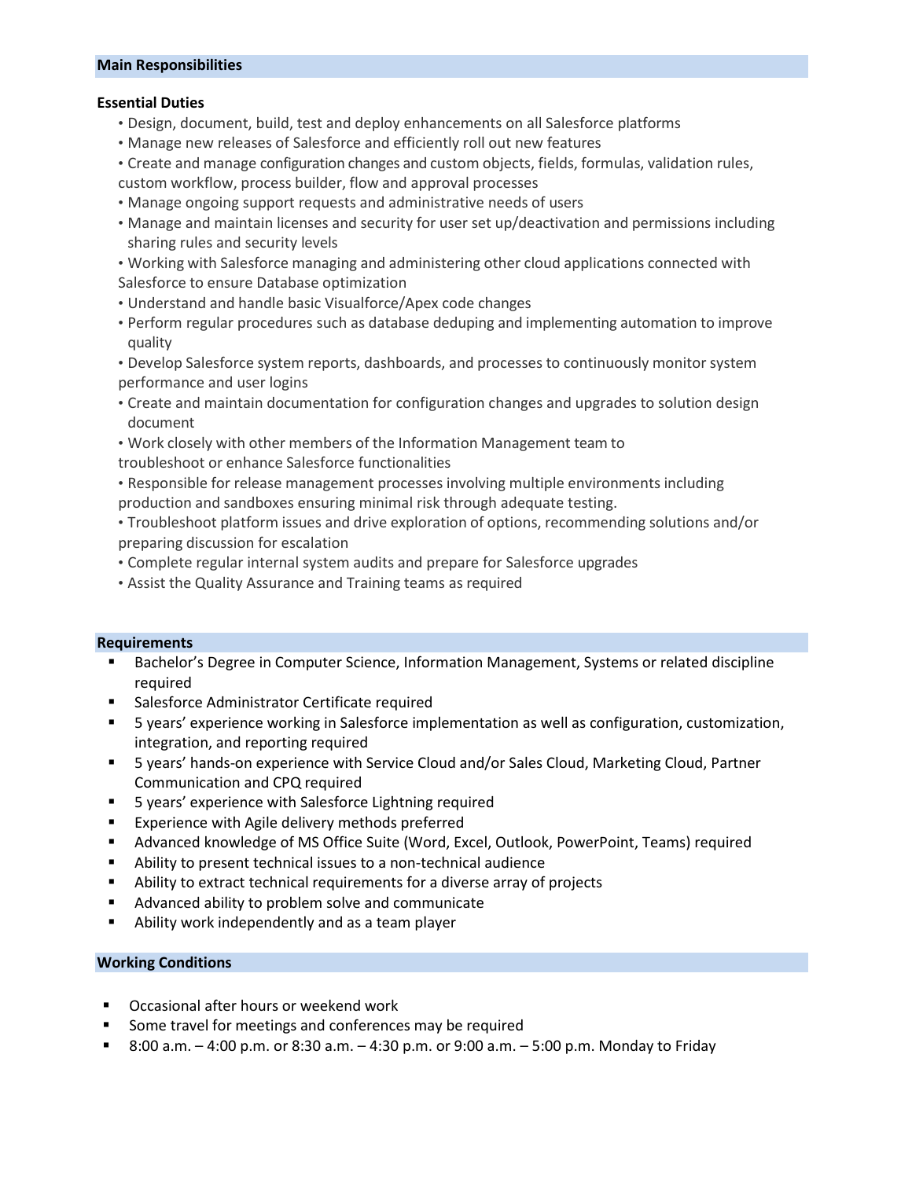## Main Responsibilities

### Essential Duties

- Design, document, build, test and deploy enhancements on all Salesforce platforms
- Manage new releases of Salesforce and efficiently roll out new features
- Create and manage configuration changes and custom objects, fields, formulas, validation rules, custom workflow, process builder, flow and approval processes
- Manage ongoing support requests and administrative needs of users
- Manage and maintain licenses and security for user set up/deactivation and permissions including sharing rules and security levels
- Working with Salesforce managing and administering other cloud applications connected with Salesforce to ensure Database optimization
- Understand and handle basic Visualforce/Apex code changes
- Perform regular procedures such as database deduping and implementing automation to improve quality
- Develop Salesforce system reports, dashboards, and processes to continuously monitor system performance and user logins
- Create and maintain documentation for configuration changes and upgrades to solution design document
- Work closely with other members of the Information Management team to troubleshoot or enhance Salesforce functionalities
- Responsible for release management processes involving multiple environments including production and sandboxes ensuring minimal risk through adequate testing.
- Troubleshoot platform issues and drive exploration of options, recommending solutions and/or preparing discussion for escalation
- Complete regular internal system audits and prepare for Salesforce upgrades
- Assist the Quality Assurance and Training teams as required

## Requirements

- Bachelor's Degree in Computer Science, Information Management, Systems or related discipline required
- Salesforce Administrator Certificate required
- 5 years' experience working in Salesforce implementation as well as configuration, customization, integration, and reporting required
- 5 years' hands-on experience with Service Cloud and/or Sales Cloud, Marketing Cloud, Partner Communication and CPQ required
- 5 years' experience with Salesforce Lightning required
- Experience with Agile delivery methods preferred
- Advanced knowledge of MS Office Suite (Word, Excel, Outlook, PowerPoint, Teams) required
- Ability to present technical issues to a non-technical audience
- Ability to extract technical requirements for a diverse array of projects
- Advanced ability to problem solve and communicate
- Ability work independently and as a team player

## Working Conditions

- Occasional after hours or weekend work
- Some travel for meetings and conferences may be required
- 8:00 a.m. – 4:00 p.m. or 8:30 a.m. – 4:30 p.m. or 9:00 a.m. – 5:00 p.m. Monday to Friday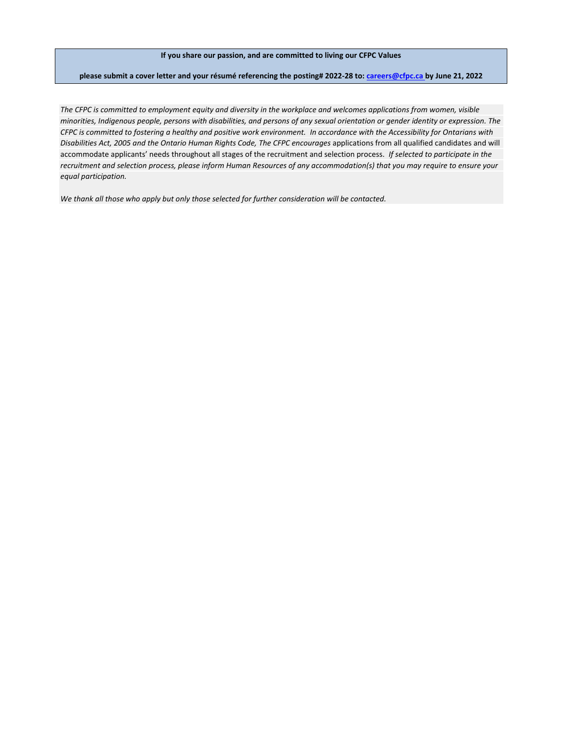**If you share our passion, and are committed to living our CFPC Values**

**please submit a cover letter and your résumé referencing the posting# 2022-28 to: [careers@cfpc.ca](mailto:careers@cfpc.ca) by June 21, 2022**

*The CFPC is committed to employment equity and diversity in the workplace and welcomes applications from women, visible minorities, Indigenous people, persons with disabilities, and persons of any sexual orientation or gender identity or expression. The CFPC is committed to fostering a healthy and positive work environment. In accordance with the Accessibility for Ontarians with Disabilities Act, 2005 and the Ontario Human Rights Code, The CFPC encourages* applications from all qualified candidates and will accommodate applicants' needs throughout all stages of the recruitment and selection process. *If selected to participate in the recruitment and selection process, please inform Human Resources of any accommodation(s) that you may require to ensure your equal participation.*

*We thank all those who apply but only those selected for further consideration will be contacted.*